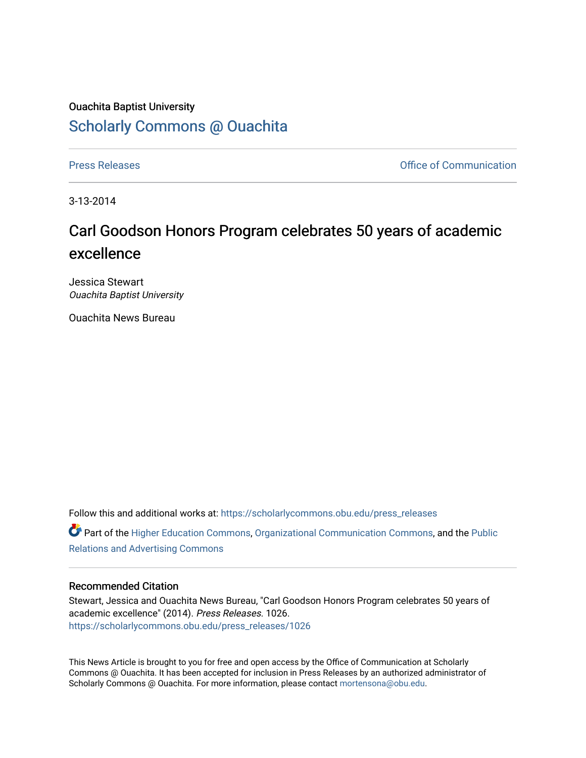Ouachita Baptist University

# Scholarly Commons @ Ouachita

Press Releases | Office of Communication

3-13-2014

## Carl Goodson Honors Program celebrates 50 years of academic excellence

Jessica Stewart
*Ouachita Baptist University*

Ouachita News Bureau

Follow this and additional works at: https://scholarlycommons.obu.edu/press_releases

Part of the Higher Education Commons, Organizational Communication Commons, and the Public Relations and Advertising Commons

### Recommended Citation

Stewart, Jessica and Ouachita News Bureau, "Carl Goodson Honors Program celebrates 50 years of academic excellence" (2014). *Press Releases*. 1026.
https://scholarlycommons.obu.edu/press_releases/1026

This News Article is brought to you for free and open access by the Office of Communication at Scholarly Commons @ Ouachita. It has been accepted for inclusion in Press Releases by an authorized administrator of Scholarly Commons @ Ouachita. For more information, please contact mortensona@obu.edu.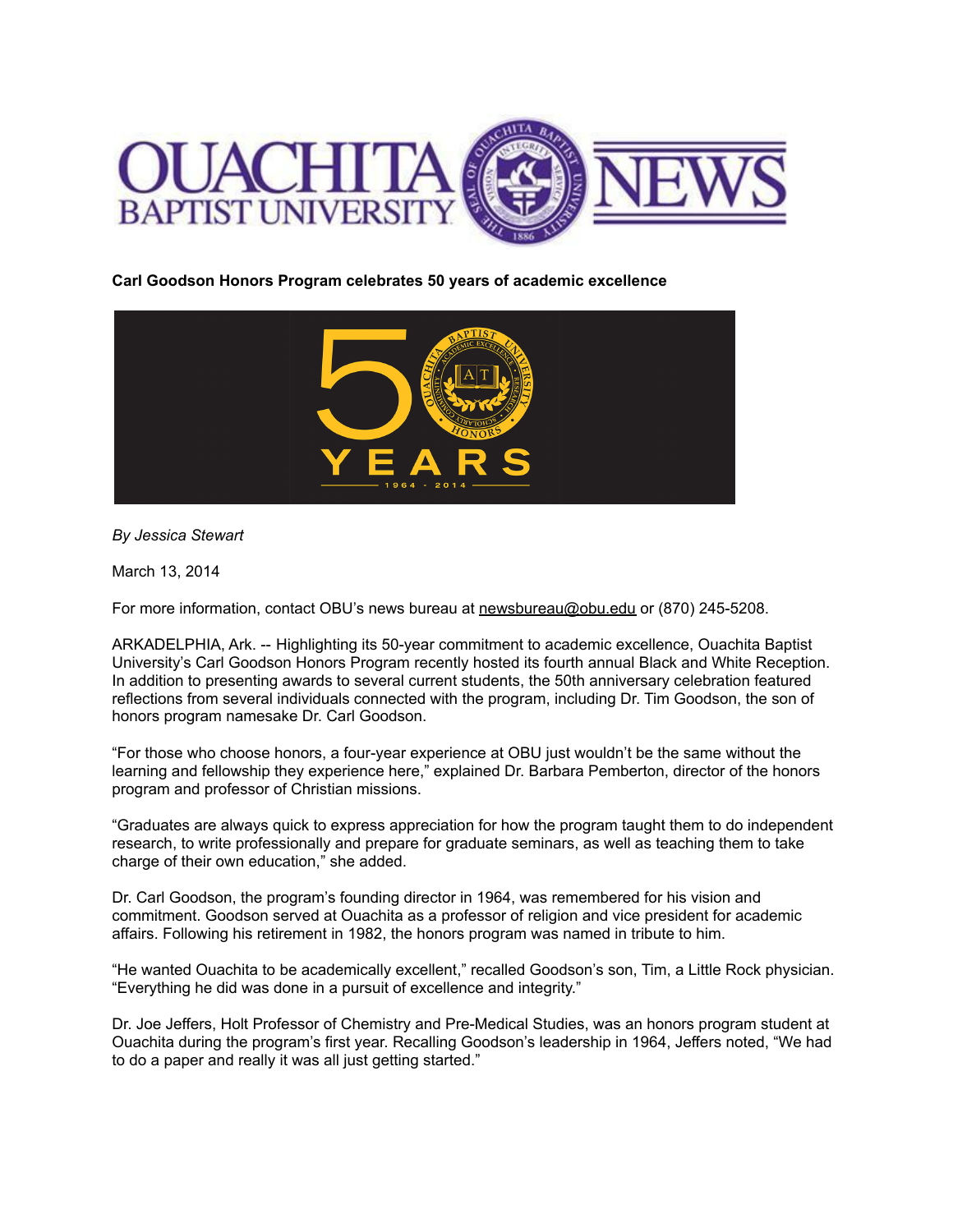**Carl Goodson Honors Program celebrates 50 years of academic excellence**

*By Jessica Stewart*

March 13, 2014

For more information, contact OBU's news bureau at newsbureau@obu.edu or (870) 245-5208.

ARKADELPHIA, Ark. -- Highlighting its 50-year commitment to academic excellence, Ouachita Baptist University's Carl Goodson Honors Program recently hosted its fourth annual Black and White Reception. In addition to presenting awards to several current students, the 50th anniversary celebration featured reflections from several individuals connected with the program, including Dr. Tim Goodson, the son of honors program namesake Dr. Carl Goodson.

"For those who choose honors, a four-year experience at OBU just wouldn't be the same without the learning and fellowship they experience here," explained Dr. Barbara Pemberton, director of the honors program and professor of Christian missions.

"Graduates are always quick to express appreciation for how the program taught them to do independent research, to write professionally and prepare for graduate seminars, as well as teaching them to take charge of their own education," she added.

Dr. Carl Goodson, the program's founding director in 1964, was remembered for his vision and commitment. Goodson served at Ouachita as a professor of religion and vice president for academic affairs. Following his retirement in 1982, the honors program was named in tribute to him.

"He wanted Ouachita to be academically excellent," recalled Goodson's son, Tim, a Little Rock physician. "Everything he did was done in a pursuit of excellence and integrity."

Dr. Joe Jeffers, Holt Professor of Chemistry and Pre-Medical Studies, was an honors program student at Ouachita during the program's first year. Recalling Goodson's leadership in 1964, Jeffers noted, "We had to do a paper and really it was all just getting started."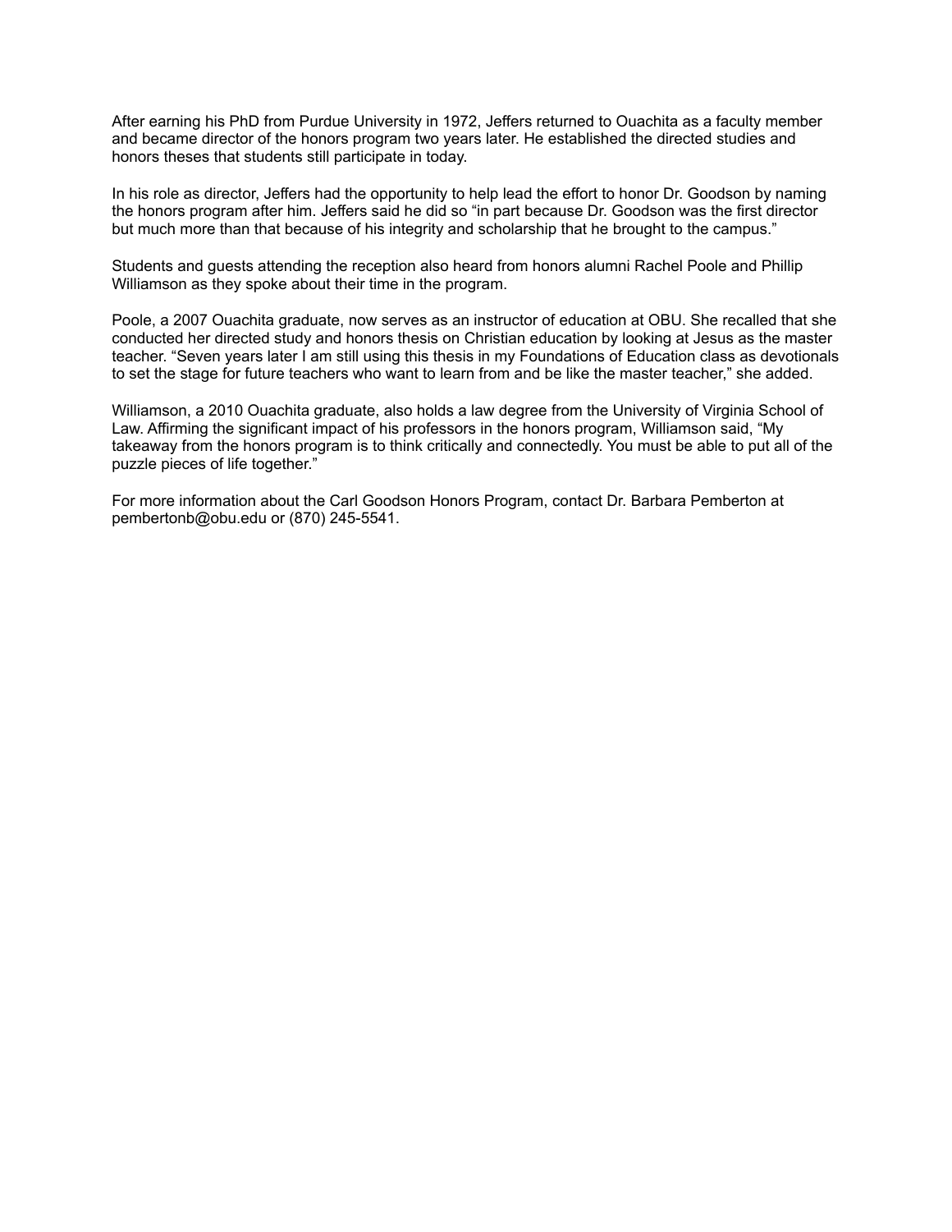After earning his PhD from Purdue University in 1972, Jeffers returned to Ouachita as a faculty member and became director of the honors program two years later. He established the directed studies and honors theses that students still participate in today.

In his role as director, Jeffers had the opportunity to help lead the effort to honor Dr. Goodson by naming the honors program after him. Jeffers said he did so "in part because Dr. Goodson was the first director but much more than that because of his integrity and scholarship that he brought to the campus."

Students and guests attending the reception also heard from honors alumni Rachel Poole and Phillip Williamson as they spoke about their time in the program.

Poole, a 2007 Ouachita graduate, now serves as an instructor of education at OBU. She recalled that she conducted her directed study and honors thesis on Christian education by looking at Jesus as the master teacher. "Seven years later I am still using this thesis in my Foundations of Education class as devotionals to set the stage for future teachers who want to learn from and be like the master teacher," she added.

Williamson, a 2010 Ouachita graduate, also holds a law degree from the University of Virginia School of Law. Affirming the significant impact of his professors in the honors program, Williamson said, "My takeaway from the honors program is to think critically and connectedly. You must be able to put all of the puzzle pieces of life together."

For more information about the Carl Goodson Honors Program, contact Dr. Barbara Pemberton at pembertonb@obu.edu or (870) 245-5541.